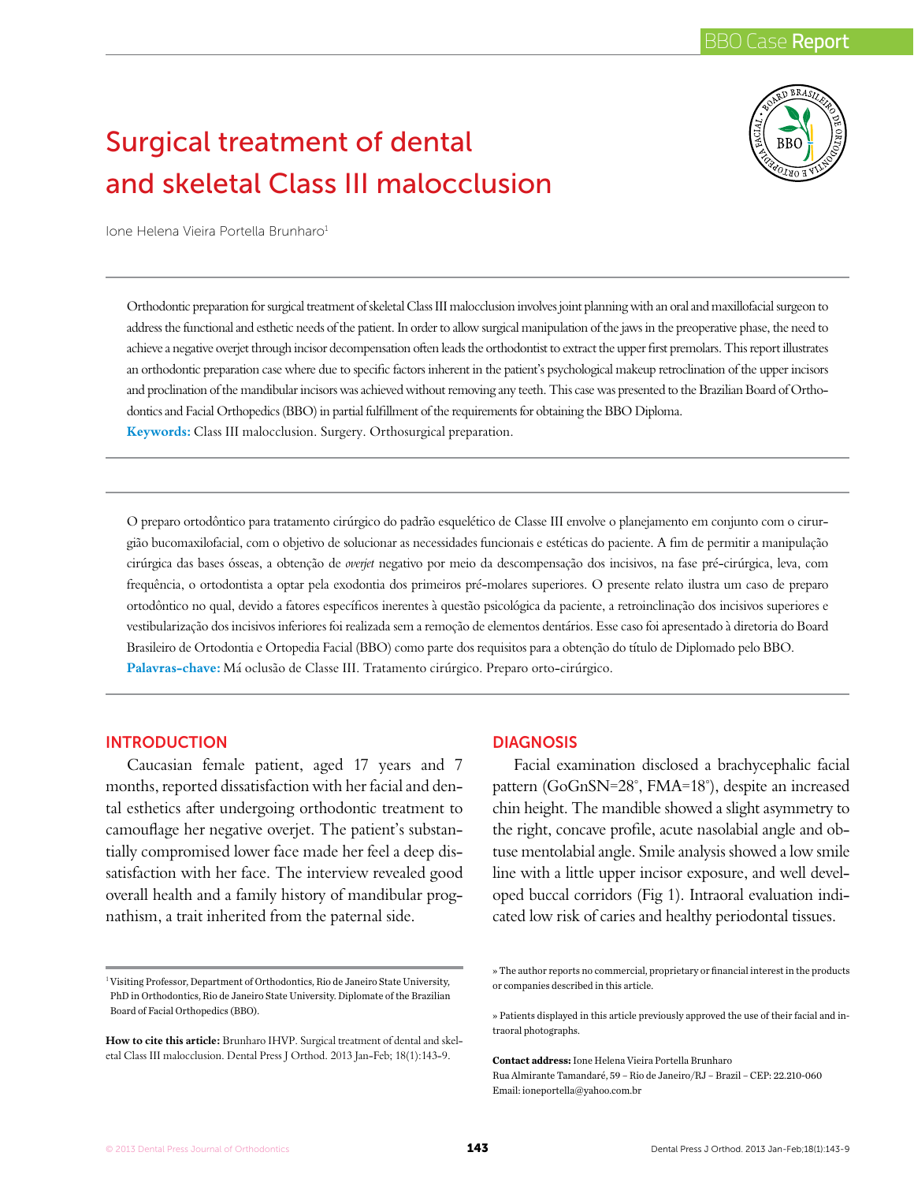# Surgical treatment of dental and skeletal Class III malocclusion

Ione Helena Vieira Portella Brunharo[1]

Orthodontic preparation for surgical treatment of skeletal Class III malocclusion involves joint planning with an oral and maxillofacial surgeon to address the functional and esthetic needs of the patient. In order to allow surgical manipulation of the jaws in the preoperative phase, the need to achieve a negative overjet through incisor decompensation often leads the orthodontist to extract the upper first premolars. This report illustrates an orthodontic preparation case where due to specific factors inherent in the patient's psychological makeup retroclination of the upper incisors and proclination of the mandibular incisors was achieved without removing any teeth. This case was presented to the Brazilian Board of Orthodontics and Facial Orthopedics (BBO) in partial fulfillment of the requirements for obtaining the BBO Diploma.

**Keywords:** Class III malocclusion. Surgery. Orthosurgical preparation.

O preparo ortodôntico para tratamento cirúrgico do padrão esquelético de Classe III envolve o planejamento em conjunto com o cirurgião bucomaxilofacial, com o objetivo de solucionar as necessidades funcionais e estéticas do paciente. A fim de permitir a manipulação cirúrgica das bases ósseas, a obtenção de *overjet* negativo por meio da descompensação dos incisivos, na fase pré-cirúrgica, leva, com frequência, o ortodontista a optar pela exodontia dos primeiros pré-molares superiores. O presente relato ilustra um caso de preparo ortodôntico no qual, devido a fatores específicos inerentes à questão psicológica da paciente, a retroinclinação dos incisivos superiores e vestibularização dos incisivos inferiores foi realizada sem a remoção de elementos dentários. Esse caso foi apresentado à diretoria do Board Brasileiro de Ortodontia e Ortopedia Facial (BBO) como parte dos requisitos para a obtenção do título de Diplomado pelo BBO.

**Palavras-chave:** Má oclusão de Classe III. Tratamento cirúrgico. Preparo orto-cirúrgico.

## INTRODUCTION

Caucasian female patient, aged 17 years and 7 months, reported dissatisfaction with her facial and dental esthetics after undergoing orthodontic treatment to camouflage her negative overjet. The patient's substantially compromised lower face made her feel a deep dissatisfaction with her face. The interview revealed good overall health and a family history of mandibular prognathism, a trait inherited from the paternal side.

## DIAGNOSIS

Facial examination disclosed a brachycephalic facial pattern (GoGnSN=28°, FMA=18°), despite an increased chin height. The mandible showed a slight asymmetry to the right, concave profile, acute nasolabial angle and obtuse mentolabial angle. Smile analysis showed a low smile line with a little upper incisor exposure, and well developed buccal corridors (Fig 1). Intraoral evaluation indicated low risk of caries and healthy periodontal tissues.

[1] Visiting Professor, Department of Orthodontics, Rio de Janeiro State University, PhD in Orthodontics, Rio de Janeiro State University. Diplomate of the Brazilian Board of Facial Orthopedics (BBO).

**How to cite this article:** Brunharo IHVP. Surgical treatment of dental and skeletal Class III malocclusion. Dental Press J Orthod. 2013 Jan-Feb; 18(1):143-9.

» The author reports no commercial, proprietary or financial interest in the products or companies described in this article.

» Patients displayed in this article previously approved the use of their facial and intraoral photographs.

**Contact address:** Ione Helena Vieira Portella Brunharo
Rua Almirante Tamandaré, 59 – Rio de Janeiro/RJ – Brazil – CEP: 22.210-060
Email: ioneportella@yahoo.com.br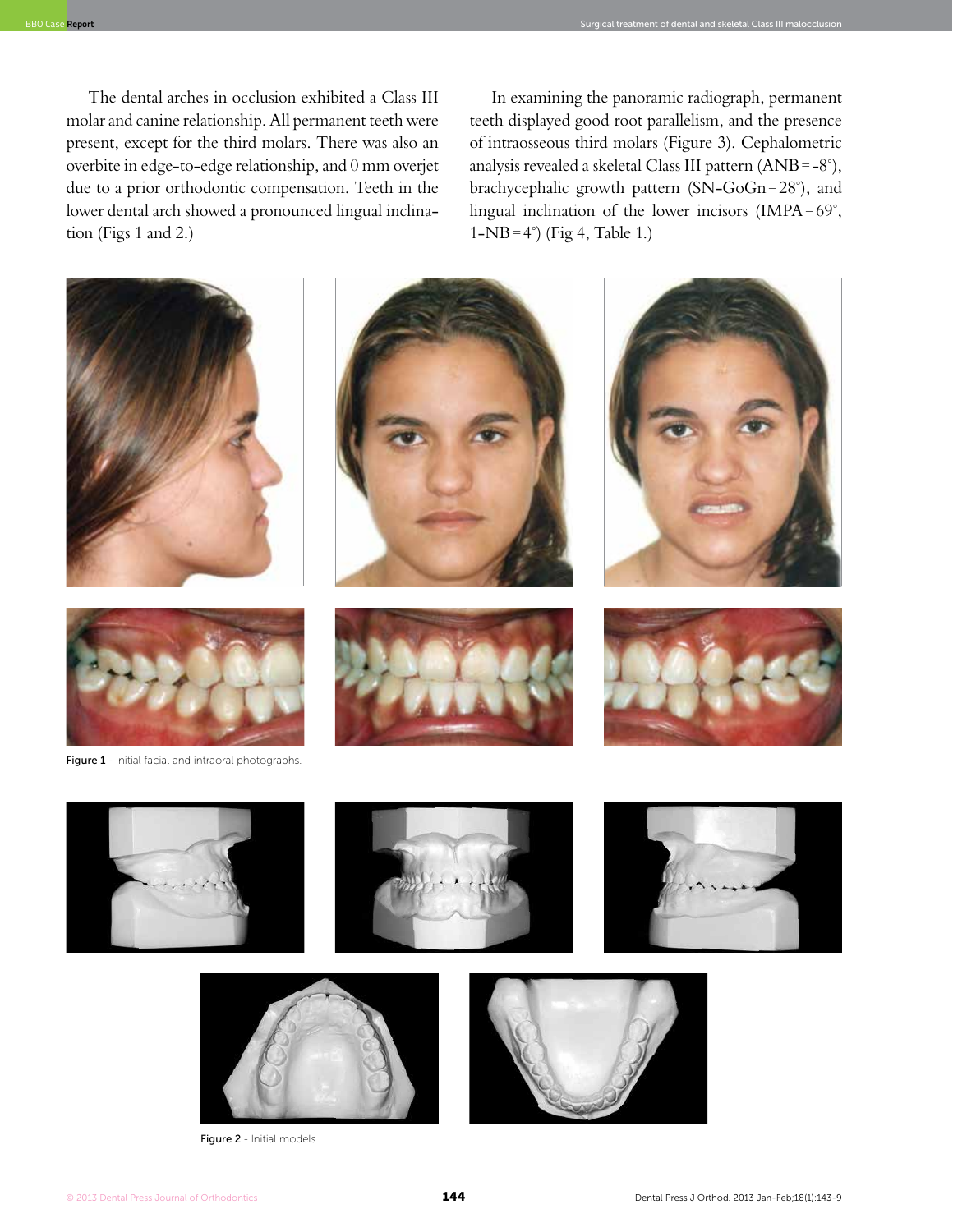The dental arches in occlusion exhibited a Class III molar and canine relationship. All permanent teeth were present, except for the third molars. There was also an overbite in edge-to-edge relationship, and 0 mm overjet due to a prior orthodontic compensation. Teeth in the lower dental arch showed a pronounced lingual inclination (Figs 1 and 2.)

In examining the panoramic radiograph, permanent teeth displayed good root parallelism, and the presence of intraosseous third molars (Figure 3). Cephalometric analysis revealed a skeletal Class III pattern (ANB = -8°), brachycephalic growth pattern (SN-GoGn = 28°), and lingual inclination of the lower incisors (IMPA = 69°, 1-NB = 4°) (Fig 4, Table 1.)

Figure 1 - Initial facial and intraoral photographs.

Figure 2 - Initial models.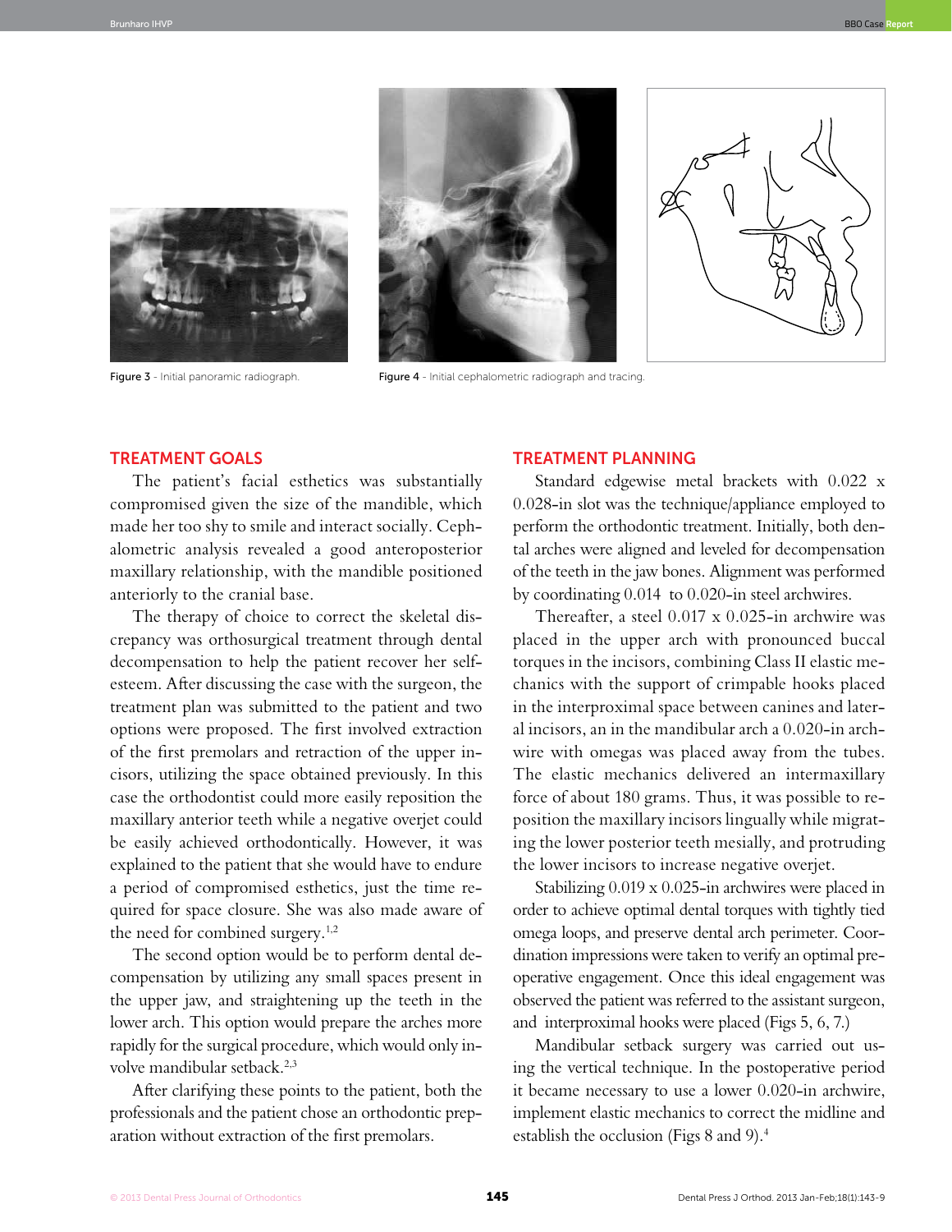Figure 3 - Initial panoramic radiograph.

Figure 4 - Initial cephalometric radiograph and tracing.

## TREATMENT GOALS

The patient's facial esthetics was substantially compromised given the size of the mandible, which made her too shy to smile and interact socially. Cephalometric analysis revealed a good anteroposterior maxillary relationship, with the mandible positioned anteriorly to the cranial base.

The therapy of choice to correct the skeletal discrepancy was orthosurgical treatment through dental decompensation to help the patient recover her self-esteem. After discussing the case with the surgeon, the treatment plan was submitted to the patient and two options were proposed. The first involved extraction of the first premolars and retraction of the upper incisors, utilizing the space obtained previously. In this case the orthodontist could more easily reposition the maxillary anterior teeth while a negative overjet could be easily achieved orthodontically. However, it was explained to the patient that she would have to endure a period of compromised esthetics, just the time required for space closure. She was also made aware of the need for combined surgery.[1,2]

The second option would be to perform dental decompensation by utilizing any small spaces present in the upper jaw, and straightening up the teeth in the lower arch. This option would prepare the arches more rapidly for the surgical procedure, which would only involve mandibular setback.[2,3]

After clarifying these points to the patient, both the professionals and the patient chose an orthodontic preparation without extraction of the first premolars.

## TREATMENT PLANNING

Standard edgewise metal brackets with 0.022 x 0.028-in slot was the technique/appliance employed to perform the orthodontic treatment. Initially, both dental arches were aligned and leveled for decompensation of the teeth in the jaw bones. Alignment was performed by coordinating 0.014 to 0.020-in steel archwires.

Thereafter, a steel 0.017 x 0.025-in archwire was placed in the upper arch with pronounced buccal torques in the incisors, combining Class II elastic mechanics with the support of crimpable hooks placed in the interproximal space between canines and lateral incisors, an in the mandibular arch a 0.020-in archwire with omegas was placed away from the tubes. The elastic mechanics delivered an intermaxillary force of about 180 grams. Thus, it was possible to reposition the maxillary incisors lingually while migrating the lower posterior teeth mesially, and protruding the lower incisors to increase negative overjet.

Stabilizing 0.019 x 0.025-in archwires were placed in order to achieve optimal dental torques with tightly tied omega loops, and preserve dental arch perimeter. Coordination impressions were taken to verify an optimal preoperative engagement. Once this ideal engagement was observed the patient was referred to the assistant surgeon, and interproximal hooks were placed (Figs 5, 6, 7.)

Mandibular setback surgery was carried out using the vertical technique. In the postoperative period it became necessary to use a lower 0.020-in archwire, implement elastic mechanics to correct the midline and establish the occlusion (Figs 8 and 9).[4]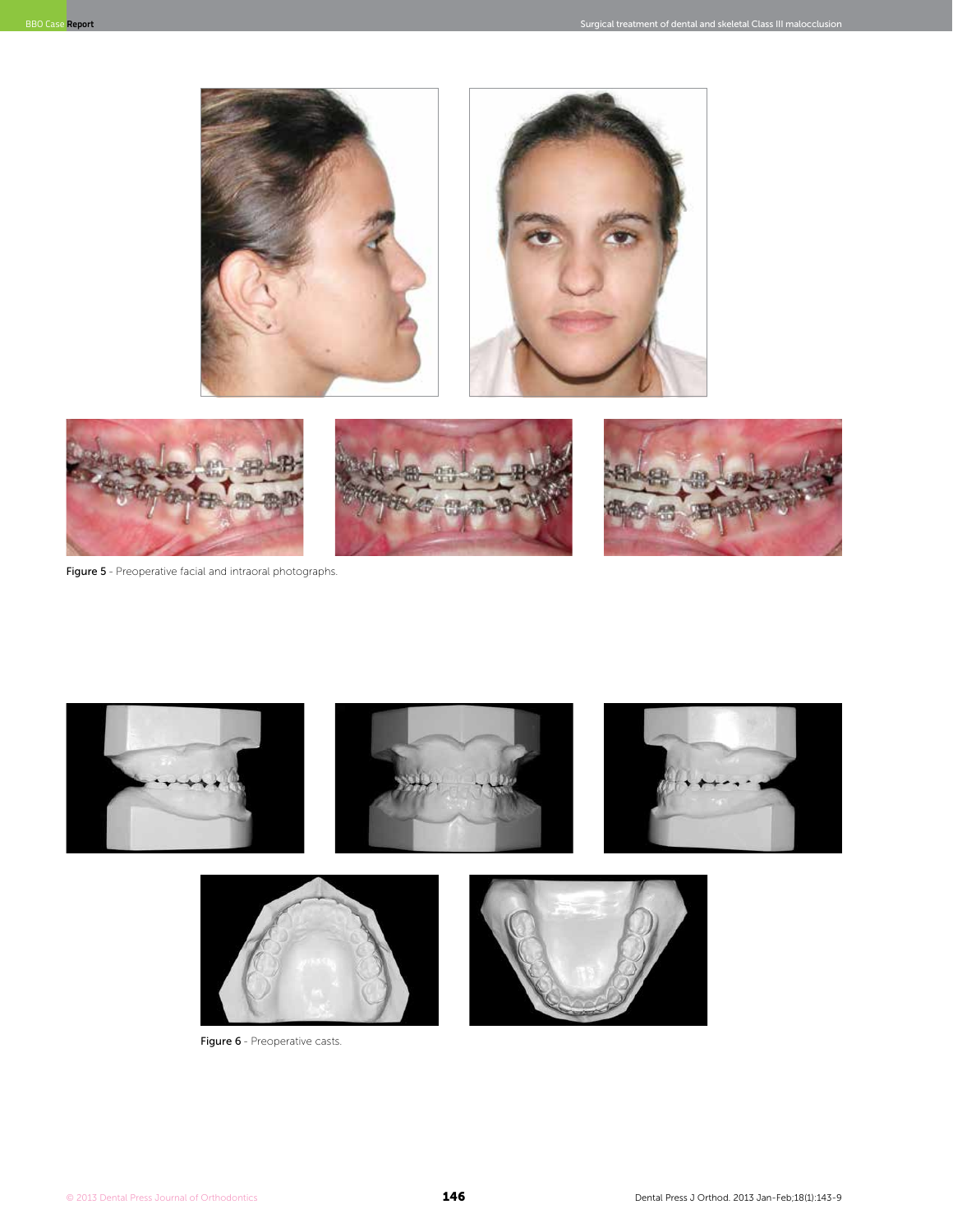Figure 5 - Preoperative facial and intraoral photographs.

Figure 6 - Preoperative casts.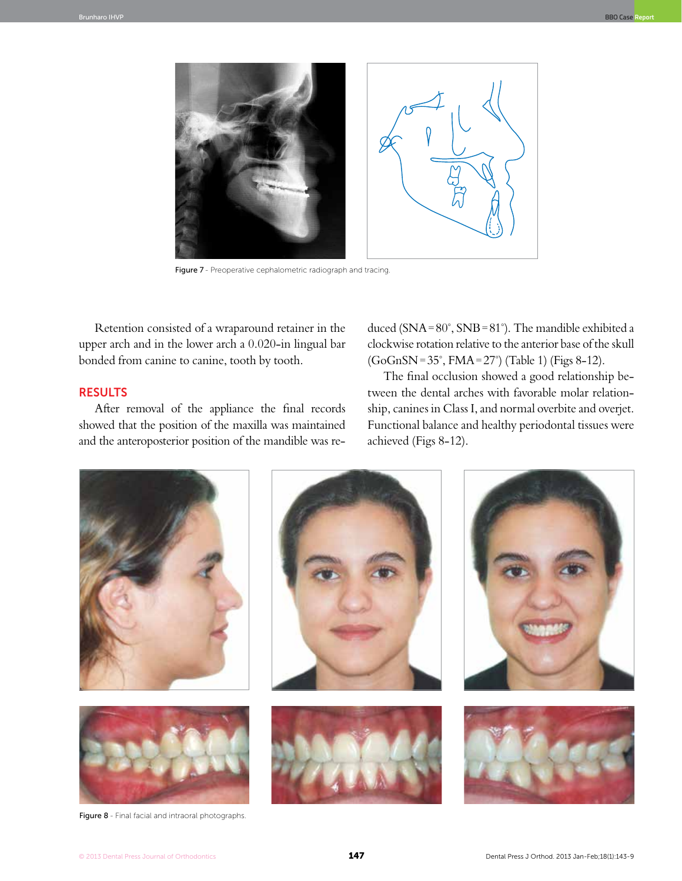Figure 7 - Preoperative cephalometric radiograph and tracing.

Retention consisted of a wraparound retainer in the upper arch and in the lower arch a 0.020-in lingual bar bonded from canine to canine, tooth by tooth.

## RESULTS

After removal of the appliance the final records showed that the position of the maxilla was maintained and the anteroposterior position of the mandible was reduced (SNA = 80°, SNB = 81°). The mandible exhibited a clockwise rotation relative to the anterior base of the skull (GoGnSN = 35°, FMA = 27°) (Table 1) (Figs 8-12).

The final occlusion showed a good relationship between the dental arches with favorable molar relationship, canines in Class I, and normal overbite and overjet. Functional balance and healthy periodontal tissues were achieved (Figs 8-12).

Figure 8 - Final facial and intraoral photographs.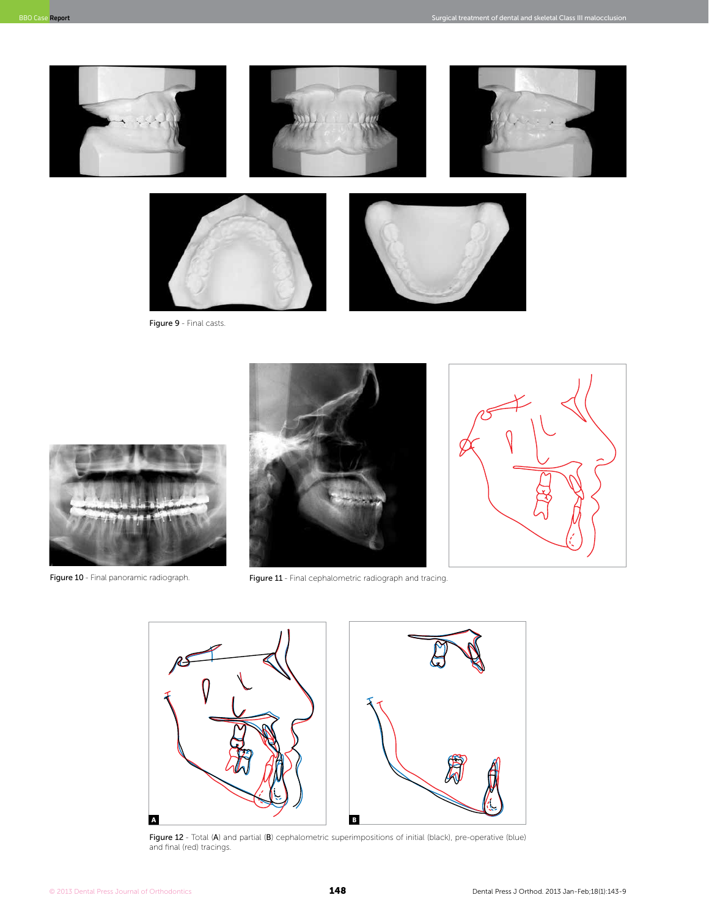Figure 9 - Final casts.

Figure 10 - Final panoramic radiograph.

Figure 11 - Final cephalometric radiograph and tracing.

Figure 12 - Total (**A**) and partial (**B**) cephalometric superimpositions of initial (black), pre-operative (blue) and final (red) tracings.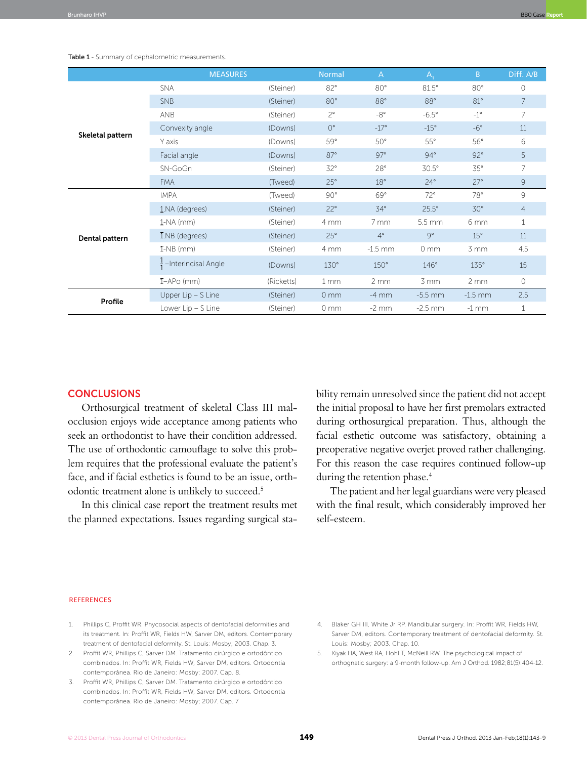Table 1 - Summary of cephalometric measurements.

| MEASURES | | | Normal | A | $A_1$ | B | Diff. A/B |
|---|---|---|---|---|---|---|---|
| **Skeletal pattern** | SNA | (Steiner) | 82° | 80° | 81.5° | 80° | 0 |
| | SNB | (Steiner) | 80° | 88° | 88° | 81° | 7 |
| | ANB | (Steiner) | 2° | -8° | -6.5° | -1° | 7 |
| | Convexity angle | (Downs) | 0° | -17° | -15° | -6° | 11 |
| | Y axis | (Downs) | 59° | 50° | 55° | 56° | 6 |
| | Facial angle | (Downs) | 87° | 97° | 94° | 92° | 5 |
| | SN-GoGn | (Steiner) | 32° | 28° | 30.5° | 35° | 7 |
| | FMA | (Tweed) | 25° | 18° | 24° | 27° | 9 |
| **Dental pattern** | IMPA | (Tweed) | 90° | 69° | 72° | 78° | 9 |
| | 1.NA (degrees) | (Steiner) | 22° | 34° | 25.5° | 30° | 4 |
| | 1-NA (mm) | (Steiner) | 4 mm | 7 mm | 5.5 mm | 6 mm | 1 |
| | $\bar{1}$.NB (degrees) | (Steiner) | 25° | 4° | 9° | 15° | 11 |
| | $\bar{1}$-NB (mm) | (Steiner) | 4 mm | -1.5 mm | 0 mm | 3 mm | 4.5 |
| | $\frac{1}{1}$ –Interincisal Angle | (Downs) | 130° | 150° | 146° | 135° | 15 |
| | $\bar{1}$–APo (mm) | (Ricketts) | 1 mm | 2 mm | 3 mm | 2 mm | 0 |
| **Profile** | Upper Lip – S Line | (Steiner) | 0 mm | -4 mm | -5.5 mm | -1.5 mm | 2.5 |
| | Lower Lip – S Line | (Steiner) | 0 mm | -2 mm | -2.5 mm | -1 mm | 1 |

## CONCLUSIONS

Orthosurgical treatment of skeletal Class III malocclusion enjoys wide acceptance among patients who seek an orthodontist to have their condition addressed. The use of orthodontic camouflage to solve this problem requires that the professional evaluate the patient's face, and if facial esthetics is found to be an issue, orthodontic treatment alone is unlikely to succeed.[5]

In this clinical case report the treatment results met the planned expectations. Issues regarding surgical stability remain unresolved since the patient did not accept the initial proposal to have her first premolars extracted during orthosurgical preparation. Thus, although the facial esthetic outcome was satisfactory, obtaining a preoperative negative overjet proved rather challenging. For this reason the case requires continued follow-up during the retention phase.[4]

The patient and her legal guardians were very pleased with the final result, which considerably improved her self-esteem.

### REFERENCES

1. Phillips C, Proffit WR. Phycosocial aspects of dentofacial deformities and its treatment. In: Proffit WR, Fields HW, Sarver DM, editors. Contemporary treatment of dentofacial deformity. St. Louis: Mosby; 2003. Chap. 3.
2. Proffit WR, Phillips C, Sarver DM. Tratamento cirúrgico e ortodôntico combinados. In: Proffit WR, Fields HW, Sarver DM, editors. Ortodontia contemporânea. Rio de Janeiro: Mosby; 2007. Cap. 8.
3. Proffit WR, Phillips C, Sarver DM. Tratamento cirúrgico e ortodôntico combinados. In: Proffit WR, Fields HW, Sarver DM, editors. Ortodontia contemporânea. Rio de Janeiro: Mosby; 2007. Cap. 7
4. Blaker GH III, White Jr RP. Mandibular surgery. In: Proffit WR, Fields HW, Sarver DM, editors. Contemporary treatment of dentofacial deformity. St. Louis: Mosby; 2003. Chap. 10.
5. Kiyak HA, West RA, Hohl T, McNeill RW. The psychological impact of orthognatic surgery: a 9-month follow-up. Am J Orthod. 1982;81(5):404-12.